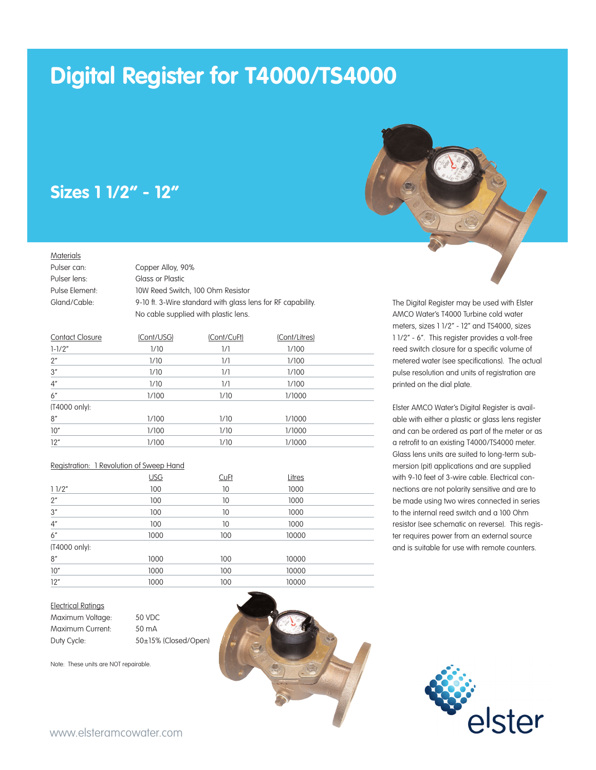# Digital Register for T4000/TS4000

## Sizes 1 1/2" - 12"

**Materials**

| | |
|---|---|
| Pulser can: | Copper Alloy, 90% |
| Pulser lens: | Glass or Plastic |
| Pulse Element: | 10W Reed Switch, 100 Ohm Resistor |
| Gland/Cable: | 9-10 ft. 3-Wire standard with glass lens for RF capability. No cable supplied with plastic lens. |

| Contact Closure | (Cont/USG) | (Cont/CuFt) | (Cont/Litres) |
|---|---|---|---|
| 1-1/2" | 1/10 | 1/1 | 1/100 |
| 2" | 1/10 | 1/1 | 1/100 |
| 3" | 1/10 | 1/1 | 1/100 |
| 4" | 1/10 | 1/1 | 1/100 |
| 6" | 1/100 | 1/10 | 1/1000 |
| (T4000 only): | | | |
| 8" | 1/100 | 1/10 | 1/1000 |
| 10" | 1/100 | 1/10 | 1/1000 |
| 12" | 1/100 | 1/10 | 1/1000 |

**Registration: 1 Revolution of Sweep Hand**

| | USG | CuFt | Litres |
|---|---|---|---|
| 1 1/2" | 100 | 10 | 1000 |
| 2" | 100 | 10 | 1000 |
| 3" | 100 | 10 | 1000 |
| 4" | 100 | 10 | 1000 |
| 6" | 1000 | 100 | 10000 |
| (T4000 only): | | | |
| 8" | 1000 | 100 | 10000 |
| 10" | 1000 | 100 | 10000 |
| 12" | 1000 | 100 | 10000 |

**Electrical Ratings**

| | |
|---|---|
| Maximum Voltage: | 50 VDC |
| Maximum Current: | 50 mA |
| Duty Cycle: | 50±15% (Closed/Open) |

Note: These units are NOT repairable.

The Digital Register may be used with Elster AMCO Water's T4000 Turbine cold water meters, sizes 1 1/2" - 12" and TS4000, sizes 1 1/2" - 6". This register provides a volt-free reed switch closure for a specific volume of metered water (see specifications). The actual pulse resolution and units of registration are printed on the dial plate.

Elster AMCO Water's Digital Register is available with either a plastic or glass lens register and can be ordered as part of the meter or as a retrofit to an existing T4000/TS4000 meter. Glass lens units are suited to long-term submersion (pit) applications and are supplied with 9-10 feet of 3-wire cable. Electrical connections are not polarity sensitive and are to be made using two wires connected in series to the internal reed switch and a 100 Ohm resistor (see schematic on reverse). This register requires power from an external source and is suitable for use with remote counters.

www.elsteramcowater.com

elster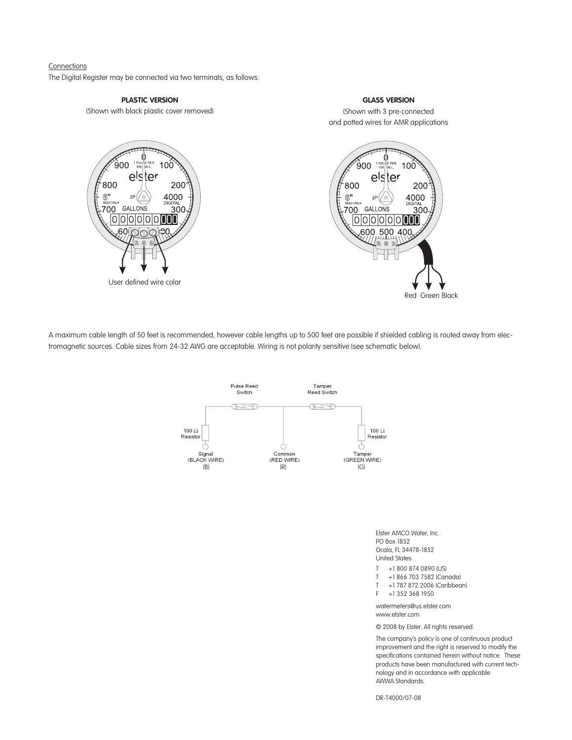Connections

The Digital Register may be connected via two terminals, as follows:

**PLASTIC VERSION**

(Shown with black plastic cover removed)

User defined wire color

**GLASS VERSION**

(Shown with 3 pre-connected and potted wires for AMR applications

Red Green Black

A maximum cable length of 50 feet is recommended, however cable lengths up to 500 feet are possible if shielded cabling is routed away from electromagnetic sources. Cable sizes from 24-32 AWG are acceptable. Wiring is not polarity sensitive (see schematic below).

Pulse Reed Switch

Tamper Reed Switch

100 Ω Resistor

100 Ω Resistor

Signal (BLACK WIRE) (B)

Common (RED WIRE) (R)

Tamper (GREEN WIRE) (G)

Elster AMCO Water, Inc.
PO Box 1852
Ocala, FL 34478-1852
United States

T +1 800 874 0890 (US)
T +1 866 703 7582 (Canada)
T +1 787 872 2006 (Caribbean)
F +1 352 368 1950

watermeters@us.elster.com
www.elster.com

© 2008 by Elster. All rights reserved.

The company's policy is one of continuous product improvement and the right is reserved to modify the specifications contained herein without notice. These products have been manufactured with current technology and in accordance with applicable AWWA Standards.

DR-T4000/07-08